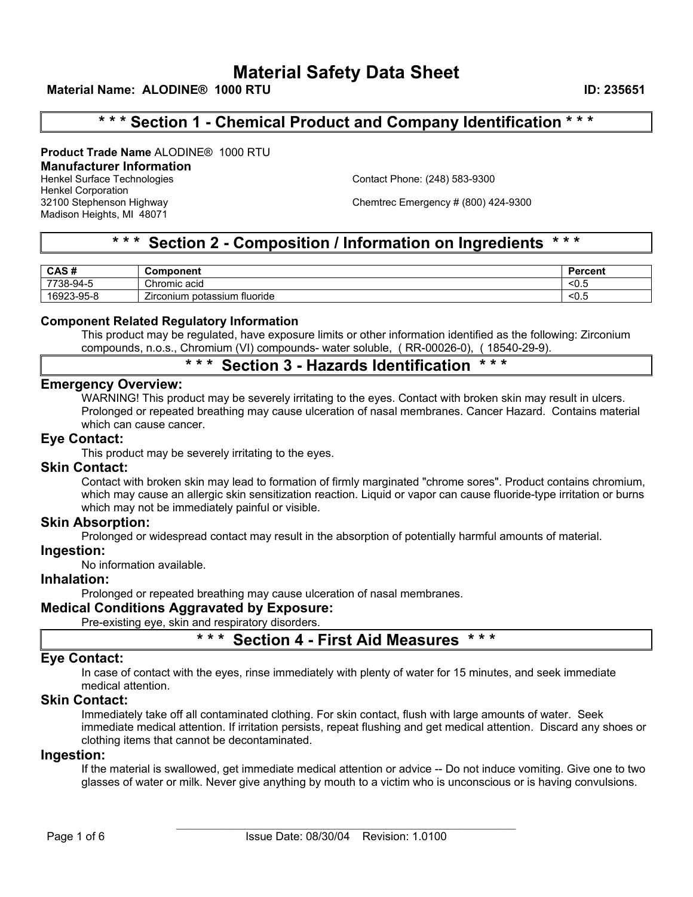# Material Safety Data Sheet

**Material Name: ALODINE® 1000 RTU** **ID: 235651**

## * * * Section 1 - Chemical Product and Company Identification * * *

**Product Trade Name** ALODINE® 1000 RTU

**Manufacturer Information**

Henkel Surface Technologies
Henkel Corporation
32100 Stephenson Highway
Madison Heights, MI 48071

Contact Phone: (248) 583-9300

Chemtrec Emergency # (800) 424-9300

## * * * Section 2 - Composition / Information on Ingredients * * *

| CAS # | Component | Percent |
|---|---|---|
| 7738-94-5 | Chromic acid | <0.5 |
| 16923-95-8 | Zirconium potassium fluoride | <0.5 |

### Component Related Regulatory Information

This product may be regulated, have exposure limits or other information identified as the following: Zirconium compounds, n.o.s., Chromium (VI) compounds- water soluble, ( RR-00026-0), ( 18540-29-9).

## * * * Section 3 - Hazards Identification * * *

### Emergency Overview:

WARNING! This product may be severely irritating to the eyes. Contact with broken skin may result in ulcers. Prolonged or repeated breathing may cause ulceration of nasal membranes. Cancer Hazard. Contains material which can cause cancer.

### Eye Contact:

This product may be severely irritating to the eyes.

### Skin Contact:

Contact with broken skin may lead to formation of firmly marginated "chrome sores". Product contains chromium, which may cause an allergic skin sensitization reaction. Liquid or vapor can cause fluoride-type irritation or burns which may not be immediately painful or visible.

### Skin Absorption:

Prolonged or widespread contact may result in the absorption of potentially harmful amounts of material.

### Ingestion:

No information available.

### Inhalation:

Prolonged or repeated breathing may cause ulceration of nasal membranes.

### Medical Conditions Aggravated by Exposure:

Pre-existing eye, skin and respiratory disorders.

## * * * Section 4 - First Aid Measures * * *

### Eye Contact:

In case of contact with the eyes, rinse immediately with plenty of water for 15 minutes, and seek immediate medical attention.

### Skin Contact:

Immediately take off all contaminated clothing. For skin contact, flush with large amounts of water. Seek immediate medical attention. If irritation persists, repeat flushing and get medical attention. Discard any shoes or clothing items that cannot be decontaminated.

### Ingestion:

If the material is swallowed, get immediate medical attention or advice -- Do not induce vomiting. Give one to two glasses of water or milk. Never give anything by mouth to a victim who is unconscious or is having convulsions.

Issue Date: 08/30/04 Revision: 1.0100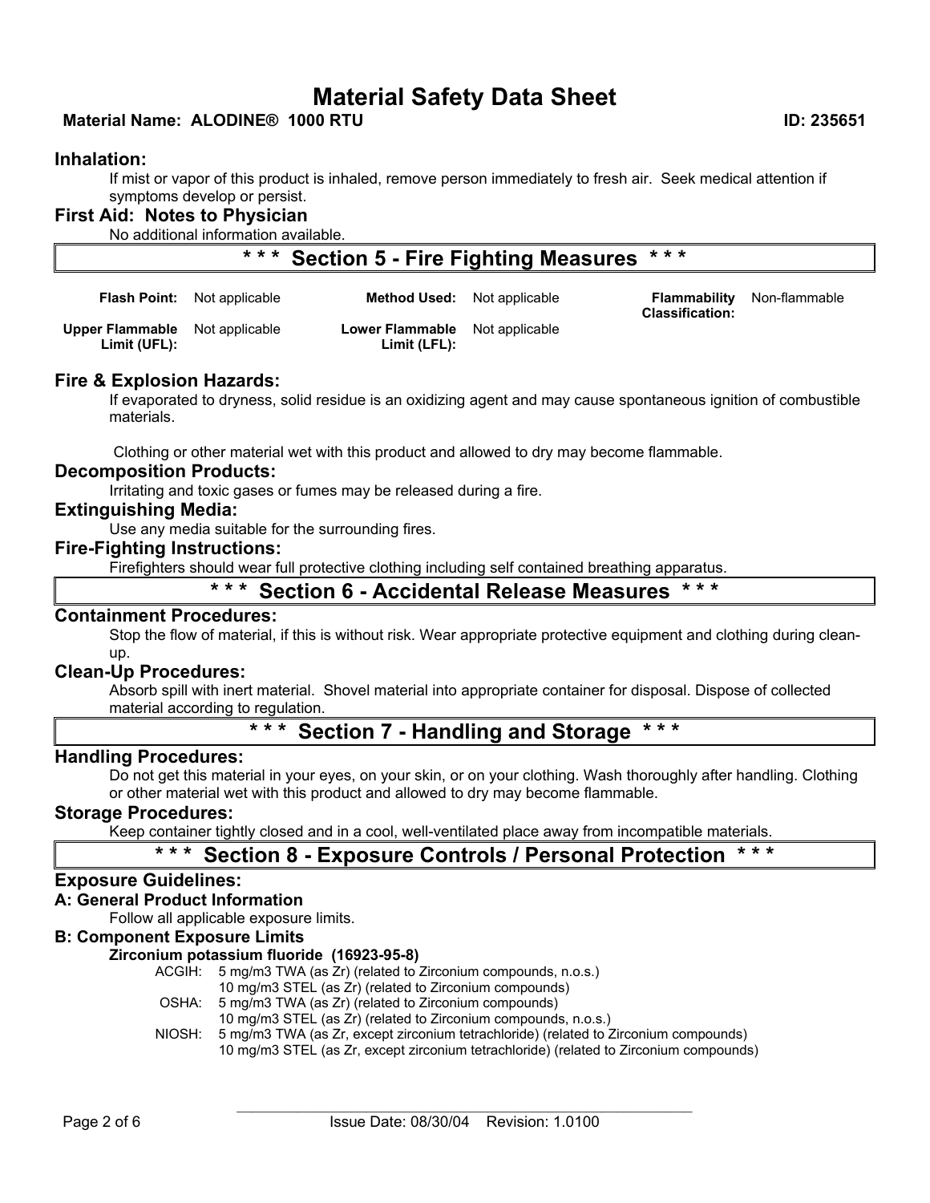### Inhalation:

If mist or vapor of this product is inhaled, remove person immediately to fresh air. Seek medical attention if symptoms develop or persist.

### First Aid: Notes to Physician

No additional information available.

## * * * Section 5 - Fire Fighting Measures * * *

| | | | | | |
|---|---|---|---|---|---|
| **Flash Point:** | Not applicable | **Method Used:** | Not applicable | **Flammability Classification:** | Non-flammable |
| **Upper Flammable Limit (UFL):** | Not applicable | **Lower Flammable Limit (LFL):** | Not applicable | | |

### Fire & Explosion Hazards:

If evaporated to dryness, solid residue is an oxidizing agent and may cause spontaneous ignition of combustible materials.

Clothing or other material wet with this product and allowed to dry may become flammable.

### Decomposition Products:

Irritating and toxic gases or fumes may be released during a fire.

### Extinguishing Media:

Use any media suitable for the surrounding fires.

### Fire-Fighting Instructions:

Firefighters should wear full protective clothing including self contained breathing apparatus.

## * * * Section 6 - Accidental Release Measures * * *

### Containment Procedures:

Stop the flow of material, if this is without risk. Wear appropriate protective equipment and clothing during clean-up.

### Clean-Up Procedures:

Absorb spill with inert material. Shovel material into appropriate container for disposal. Dispose of collected material according to regulation.

## * * * Section 7 - Handling and Storage * * *

### Handling Procedures:

Do not get this material in your eyes, on your skin, or on your clothing. Wash thoroughly after handling. Clothing or other material wet with this product and allowed to dry may become flammable.

### Storage Procedures:

Keep container tightly closed and in a cool, well-ventilated place away from incompatible materials.

## * * * Section 8 - Exposure Controls / Personal Protection * * *

### Exposure Guidelines:

#### A: General Product Information

Follow all applicable exposure limits.

#### B: Component Exposure Limits

**Zirconium potassium fluoride (16923-95-8)**

ACGIH: 5 mg/m3 TWA (as Zr) (related to Zirconium compounds, n.o.s.)
10 mg/m3 STEL (as Zr) (related to Zirconium compounds)

OSHA: 5 mg/m3 TWA (as Zr) (related to Zirconium compounds)
10 mg/m3 STEL (as Zr) (related to Zirconium compounds, n.o.s.)

NIOSH: 5 mg/m3 TWA (as Zr, except zirconium tetrachloride) (related to Zirconium compounds)
10 mg/m3 STEL (as Zr, except zirconium tetrachloride) (related to Zirconium compounds)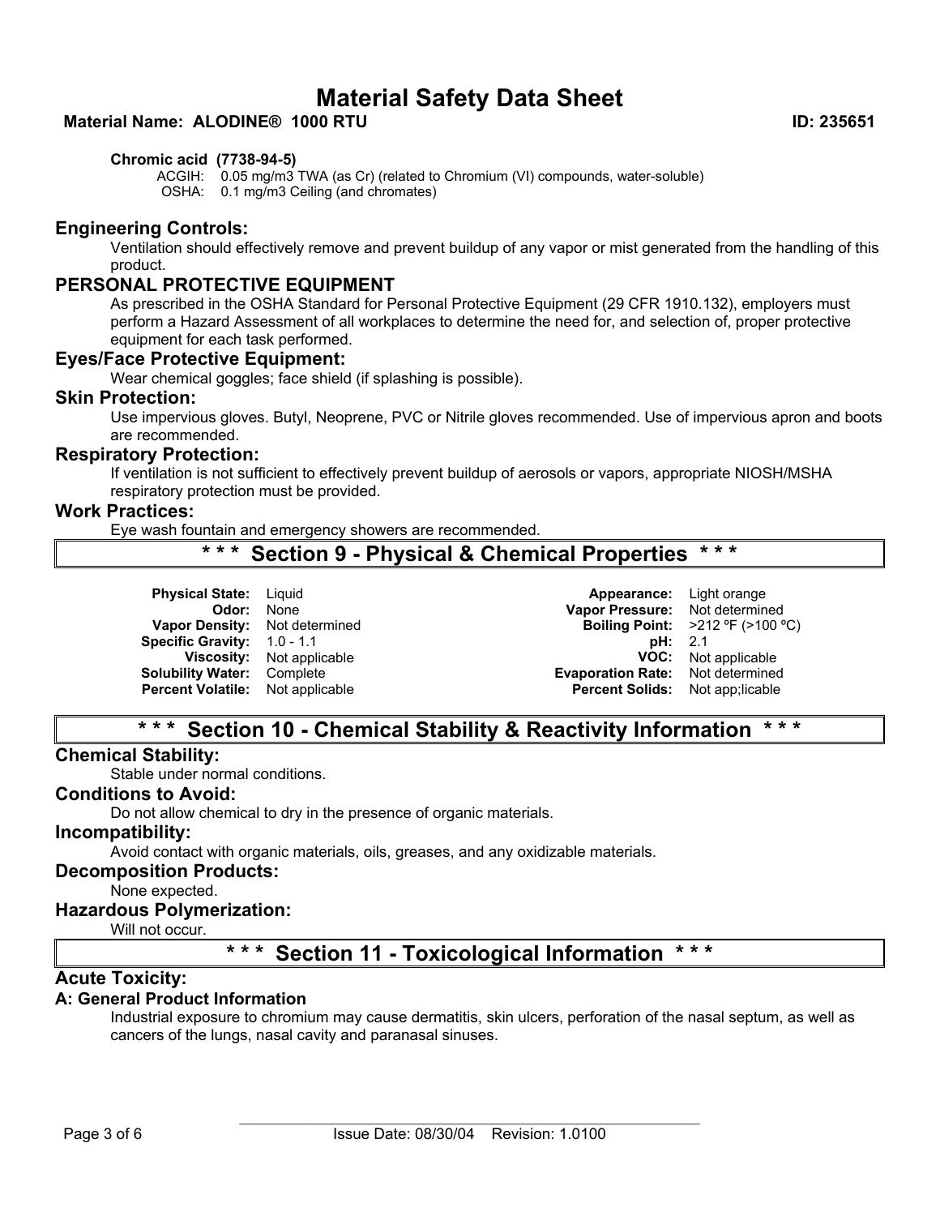**Chromic acid (7738-94-5)**

ACGIH: 0.05 mg/m3 TWA (as Cr) (related to Chromium (VI) compounds, water-soluble)
OSHA: 0.1 mg/m3 Ceiling (and chromates)

## Engineering Controls:

Ventilation should effectively remove and prevent buildup of any vapor or mist generated from the handling of this product.

## PERSONAL PROTECTIVE EQUIPMENT

As prescribed in the OSHA Standard for Personal Protective Equipment (29 CFR 1910.132), employers must perform a Hazard Assessment of all workplaces to determine the need for, and selection of, proper protective equipment for each task performed.

## Eyes/Face Protective Equipment:

Wear chemical goggles; face shield (if splashing is possible).

## Skin Protection:

Use impervious gloves. Butyl, Neoprene, PVC or Nitrile gloves recommended. Use of impervious apron and boots are recommended.

## Respiratory Protection:

If ventilation is not sufficient to effectively prevent buildup of aerosols or vapors, appropriate NIOSH/MSHA respiratory protection must be provided.

## Work Practices:

Eye wash fountain and emergency showers are recommended.

# * * * Section 9 - Physical & Chemical Properties * * *

| | | | |
|---|---|---|---|
| **Physical State:** | Liquid | **Appearance:** | Light orange |
| **Odor:** | None | **Vapor Pressure:** | Not determined |
| **Vapor Density:** | Not determined | **Boiling Point:** | >212 ºF (>100 ºC) |
| **Specific Gravity:** | 1.0 - 1.1 | **pH:** | 2.1 |
| **Viscosity:** | Not applicable | **VOC:** | Not applicable |
| **Solubility Water:** | Complete | **Evaporation Rate:** | Not determined |
| **Percent Volatile:** | Not applicable | **Percent Solids:** | Not app;licable |

# * * * Section 10 - Chemical Stability & Reactivity Information * * *

## Chemical Stability:

Stable under normal conditions.

## Conditions to Avoid:

Do not allow chemical to dry in the presence of organic materials.

## Incompatibility:

Avoid contact with organic materials, oils, greases, and any oxidizable materials.

## Decomposition Products:

None expected.

## Hazardous Polymerization:

Will not occur.

# * * * Section 11 - Toxicological Information * * *

## Acute Toxicity:

### A: General Product Information

Industrial exposure to chromium may cause dermatitis, skin ulcers, perforation of the nasal septum, as well as cancers of the lungs, nasal cavity and paranasal sinuses.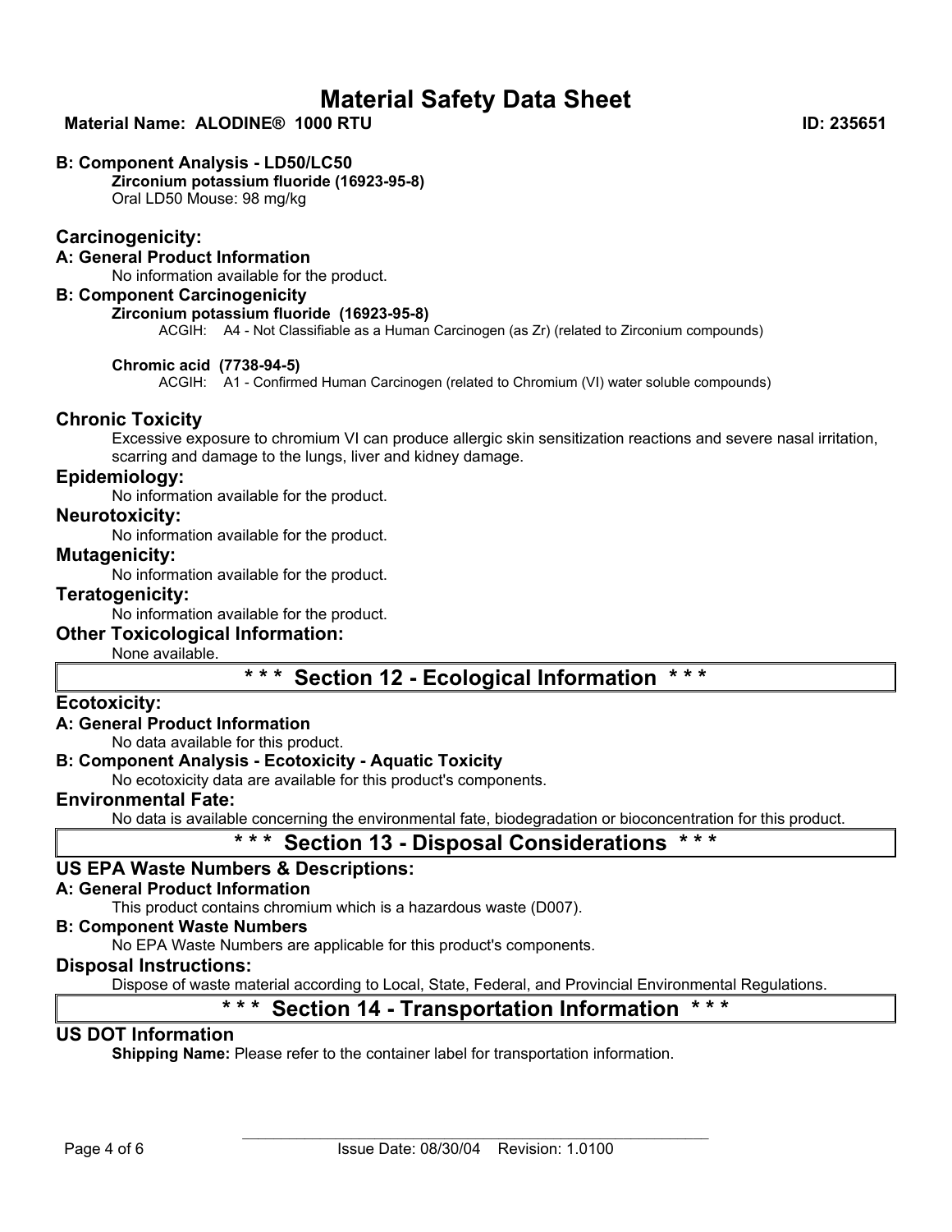### B: Component Analysis - LD50/LC50

**Zirconium potassium fluoride (16923-95-8)**

Oral LD50 Mouse: 98 mg/kg

## Carcinogenicity:

### A: General Product Information

No information available for the product.

### B: Component Carcinogenicity

**Zirconium potassium fluoride (16923-95-8)**

ACGIH: A4 - Not Classifiable as a Human Carcinogen (as Zr) (related to Zirconium compounds)

**Chromic acid (7738-94-5)**

ACGIH: A1 - Confirmed Human Carcinogen (related to Chromium (VI) water soluble compounds)

## Chronic Toxicity

Excessive exposure to chromium VI can produce allergic skin sensitization reactions and severe nasal irritation, scarring and damage to the lungs, liver and kidney damage.

## Epidemiology:

No information available for the product.

## Neurotoxicity:

No information available for the product.

## Mutagenicity:

No information available for the product.

## Teratogenicity:

No information available for the product.

## Other Toxicological Information:

None available.

# * * * Section 12 - Ecological Information * * *

## Ecotoxicity:

### A: General Product Information

No data available for this product.

### B: Component Analysis - Ecotoxicity - Aquatic Toxicity

No ecotoxicity data are available for this product's components.

## Environmental Fate:

No data is available concerning the environmental fate, biodegradation or bioconcentration for this product.

# * * * Section 13 - Disposal Considerations * * *

## US EPA Waste Numbers & Descriptions:

### A: General Product Information

This product contains chromium which is a hazardous waste (D007).

### B: Component Waste Numbers

No EPA Waste Numbers are applicable for this product's components.

## Disposal Instructions:

Dispose of waste material according to Local, State, Federal, and Provincial Environmental Regulations.

# * * * Section 14 - Transportation Information * * *

## US DOT Information

**Shipping Name:** Please refer to the container label for transportation information.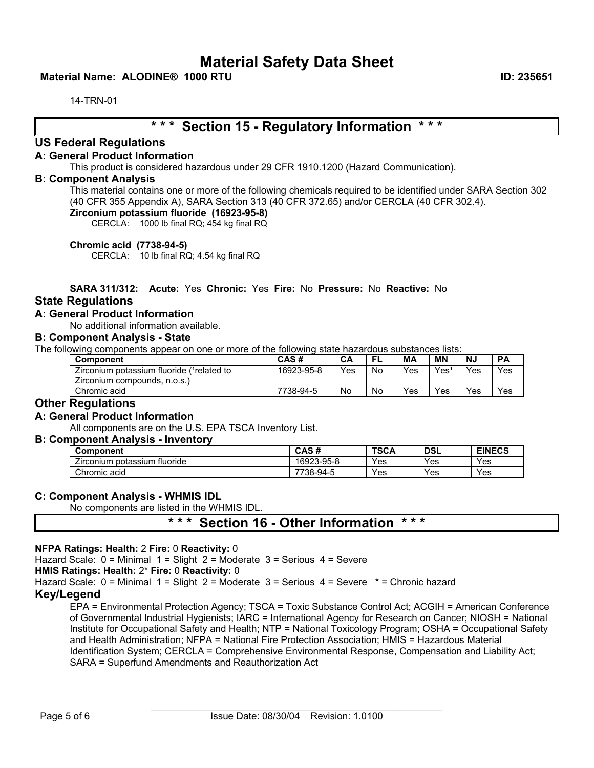14-TRN-01

# \* \* \* Section 15 - Regulatory Information \* \* \*

## US Federal Regulations

### A: General Product Information

This product is considered hazardous under 29 CFR 1910.1200 (Hazard Communication).

### B: Component Analysis

This material contains one or more of the following chemicals required to be identified under SARA Section 302 (40 CFR 355 Appendix A), SARA Section 313 (40 CFR 372.65) and/or CERCLA (40 CFR 302.4).

**Zirconium potassium fluoride (16923-95-8)**

CERCLA: 1000 lb final RQ; 454 kg final RQ

**Chromic acid (7738-94-5)**

CERCLA: 10 lb final RQ; 4.54 kg final RQ

**SARA 311/312: Acute:** Yes **Chronic:** Yes **Fire:** No **Pressure:** No **Reactive:** No

## State Regulations

### A: General Product Information

No additional information available.

### B: Component Analysis - State

The following components appear on one or more of the following state hazardous substances lists:

| Component | CAS # | CA | FL | MA | MN | NJ | PA |
|---|---|---|---|---|---|---|---|
| Zirconium potassium fluoride ([1]related to Zirconium compounds, n.o.s.) | 16923-95-8 | Yes | No | Yes | Yes[1] | Yes | Yes |
| Chromic acid | 7738-94-5 | No | No | Yes | Yes | Yes | Yes |

## Other Regulations

### A: General Product Information

All components are on the U.S. EPA TSCA Inventory List.

### B: Component Analysis - Inventory

| Component | CAS # | TSCA | DSL | EINECS |
|---|---|---|---|---|
| Zirconium potassium fluoride | 16923-95-8 | Yes | Yes | Yes |
| Chromic acid | 7738-94-5 | Yes | Yes | Yes |

### C: Component Analysis - WHMIS IDL

No components are listed in the WHMIS IDL.

# \* \* \* Section 16 - Other Information \* \* \*

**NFPA Ratings: Health:** 2 **Fire:** 0 **Reactivity:** 0

Hazard Scale: 0 = Minimal 1 = Slight 2 = Moderate 3 = Serious 4 = Severe

**HMIS Ratings: Health:** 2* **Fire:** 0 **Reactivity:** 0

Hazard Scale: 0 = Minimal 1 = Slight 2 = Moderate 3 = Serious 4 = Severe * = Chronic hazard

## Key/Legend

EPA = Environmental Protection Agency; TSCA = Toxic Substance Control Act; ACGIH = American Conference of Governmental Industrial Hygienists; IARC = International Agency for Research on Cancer; NIOSH = National Institute for Occupational Safety and Health; NTP = National Toxicology Program; OSHA = Occupational Safety and Health Administration; NFPA = National Fire Protection Association; HMIS = Hazardous Material Identification System; CERCLA = Comprehensive Environmental Response, Compensation and Liability Act; SARA = Superfund Amendments and Reauthorization Act

Issue Date: 08/30/04 Revision: 1.0100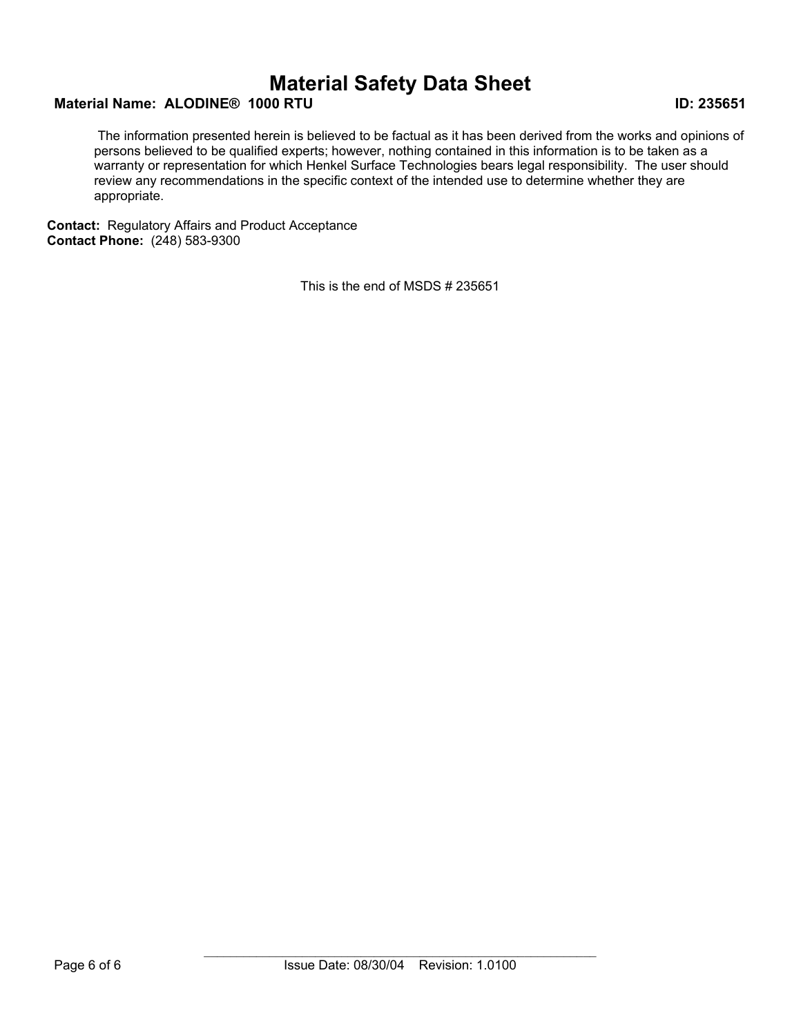The information presented herein is believed to be factual as it has been derived from the works and opinions of persons believed to be qualified experts; however, nothing contained in this information is to be taken as a warranty or representation for which Henkel Surface Technologies bears legal responsibility. The user should review any recommendations in the specific context of the intended use to determine whether they are appropriate.

**Contact:** Regulatory Affairs and Product Acceptance
**Contact Phone:** (248) 583-9300

This is the end of MSDS # 235651